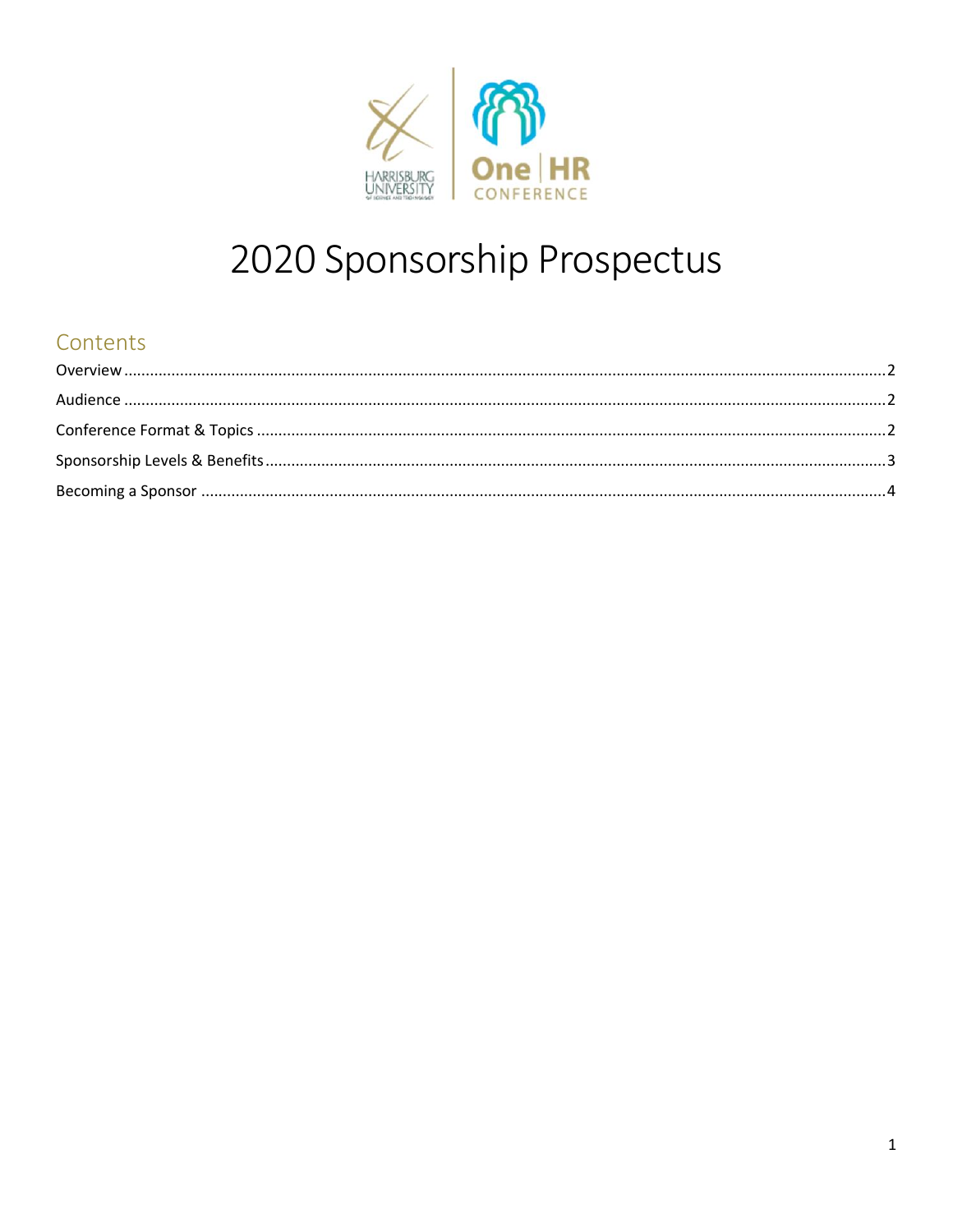# 2020 Sponsorship Prospectus

## Contents

Overview ........................................................................................................ 2

Audience ........................................................................................................ 2

Conference Format & Topics ........................................................................... 2

Sponsorship Levels & Benefits ......................................................................... 3

Becoming a Sponsor ........................................................................................ 4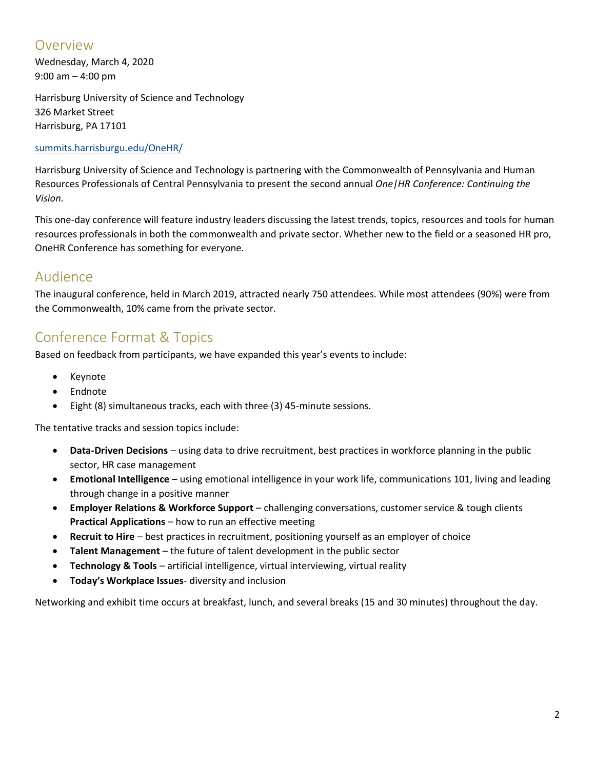## Overview

Wednesday, March 4, 2020
9:00 am – 4:00 pm

Harrisburg University of Science and Technology
326 Market Street
Harrisburg, PA 17101

[summits.harrisburgu.edu/OneHR/](summits.harrisburgu.edu/OneHR/)

Harrisburg University of Science and Technology is partnering with the Commonwealth of Pennsylvania and Human Resources Professionals of Central Pennsylvania to present the second annual *One|HR Conference: Continuing the Vision.*

This one-day conference will feature industry leaders discussing the latest trends, topics, resources and tools for human resources professionals in both the commonwealth and private sector. Whether new to the field or a seasoned HR pro, OneHR Conference has something for everyone.

## Audience

The inaugural conference, held in March 2019, attracted nearly 750 attendees. While most attendees (90%) were from the Commonwealth, 10% came from the private sector.

## Conference Format & Topics

Based on feedback from participants, we have expanded this year's events to include:

- Keynote
- Endnote
- Eight (8) simultaneous tracks, each with three (3) 45-minute sessions.

The tentative tracks and session topics include:

- **Data-Driven Decisions** – using data to drive recruitment, best practices in workforce planning in the public sector, HR case management
- **Emotional Intelligence** – using emotional intelligence in your work life, communications 101, living and leading through change in a positive manner
- **Employer Relations & Workforce Support** – challenging conversations, customer service & tough clients
  **Practical Applications** – how to run an effective meeting
- **Recruit to Hire** – best practices in recruitment, positioning yourself as an employer of choice
- **Talent Management** – the future of talent development in the public sector
- **Technology & Tools** – artificial intelligence, virtual interviewing, virtual reality
- **Today's Workplace Issues**- diversity and inclusion

Networking and exhibit time occurs at breakfast, lunch, and several breaks (15 and 30 minutes) throughout the day.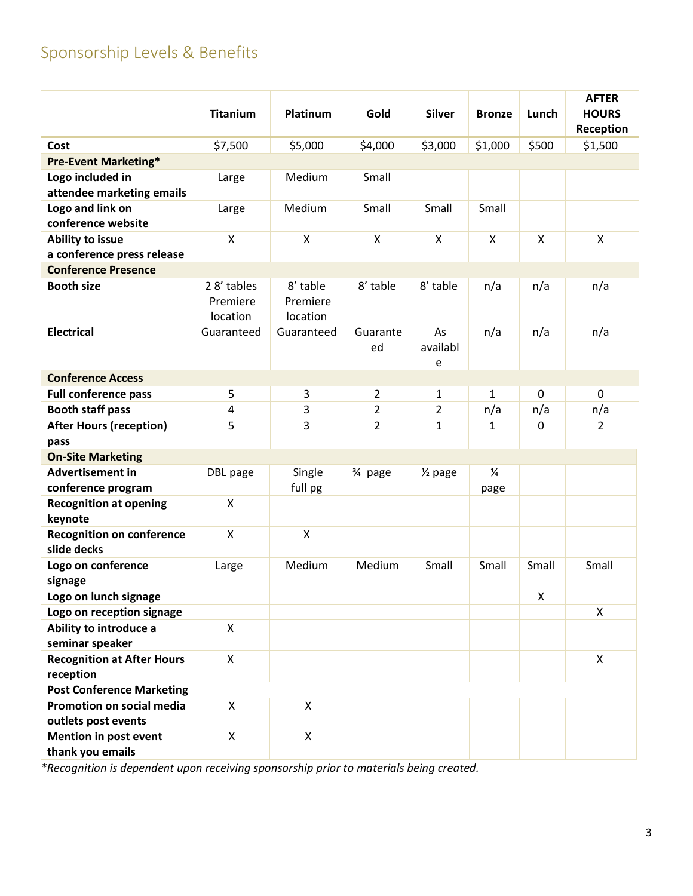## Sponsorship Levels & Benefits

| | Titanium | Platinum | Gold | Silver | Bronze | Lunch | AFTER HOURS Reception |
|---|---|---|---|---|---|---|---|
| **Cost** | $7,500 | $5,000 | $4,000 | $3,000 | $1,000 | $500 | $1,500 |
| **Pre-Event Marketing*** | | | | | | | |
| **Logo included in attendee marketing emails** | Large | Medium | Small | | | | |
| **Logo and link on conference website** | Large | Medium | Small | Small | Small | | |
| **Ability to issue a conference press release** | X | X | X | X | X | X | X |
| **Conference Presence** | | | | | | | |
| **Booth size** | 2 8' tables Premiere location | 8' table Premiere location | 8' table | 8' table | n/a | n/a | n/a |
| **Electrical** | Guaranteed | Guaranteed | Guaranteed | As available | n/a | n/a | n/a |
| **Conference Access** | | | | | | | |
| **Full conference pass** | 5 | 3 | 2 | 1 | 1 | 0 | 0 |
| **Booth staff pass** | 4 | 3 | 2 | 2 | n/a | n/a | n/a |
| **After Hours (reception) pass** | 5 | 3 | 2 | 1 | 1 | 0 | 2 |
| **On-Site Marketing** | | | | | | | |
| **Advertisement in conference program** | DBL page | Single full pg | ¾ page | ½ page | ¼ page | | |
| **Recognition at opening keynote** | X | | | | | | |
| **Recognition on conference slide decks** | X | X | | | | | |
| **Logo on conference signage** | Large | Medium | Medium | Small | Small | Small | Small |
| **Logo on lunch signage** | | | | | | X | |
| **Logo on reception signage** | | | | | | | X |
| **Ability to introduce a seminar speaker** | X | | | | | | |
| **Recognition at After Hours reception** | X | | | | | | X |
| **Post Conference Marketing** | | | | | | | |
| **Promotion on social media outlets post events** | X | X | | | | | |
| **Mention in post event thank you emails** | X | X | | | | | |

*\*Recognition is dependent upon receiving sponsorship prior to materials being created.*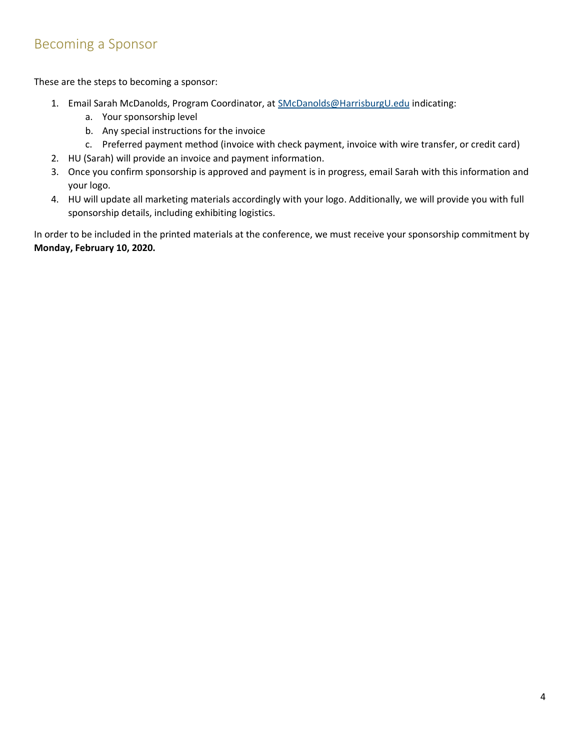## Becoming a Sponsor

These are the steps to becoming a sponsor:

1. Email Sarah McDanolds, Program Coordinator, at SMcDanolds@HarrisburgU.edu indicating:
   a. Your sponsorship level
   b. Any special instructions for the invoice
   c. Preferred payment method (invoice with check payment, invoice with wire transfer, or credit card)
2. HU (Sarah) will provide an invoice and payment information.
3. Once you confirm sponsorship is approved and payment is in progress, email Sarah with this information and your logo.
4. HU will update all marketing materials accordingly with your logo. Additionally, we will provide you with full sponsorship details, including exhibiting logistics.

In order to be included in the printed materials at the conference, we must receive your sponsorship commitment by **Monday, February 10, 2020.**